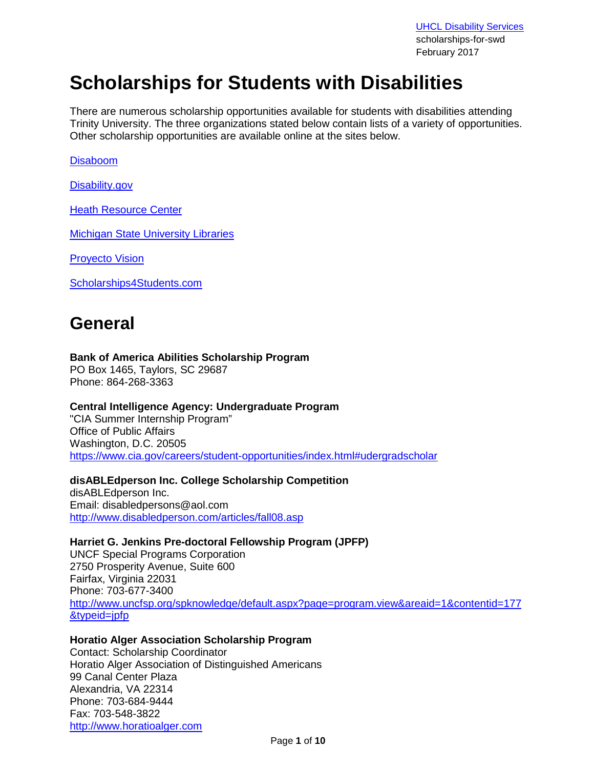# Scholarships for Students with Disabilities

There are numerous scholarship opportunities available for students with disabilities attending Trinity University. The three organizations stated below contain lists of a variety of opportunities. Other scholarship opportunities are available online at the sites below.

Disaboom

Disability.gov

Heath Resource Center

Michigan State University Libraries

Proyecto Vision

Scholarships4Students.com

## General

**Bank of America Abilities Scholarship Program**
PO Box 1465, Taylors, SC 29687
Phone: 864-268-3363

**Central Intelligence Agency: Undergraduate Program**
"CIA Summer Internship Program"
Office of Public Affairs
Washington, D.C. 20505
https://www.cia.gov/careers/student-opportunities/index.html#udergradscholar

**disABLEdperson Inc. College Scholarship Competition**
disABLEdperson Inc.
Email: disabledpersons@aol.com
http://www.disabledperson.com/articles/fall08.asp

**Harriet G. Jenkins Pre-doctoral Fellowship Program (JPFP)**
UNCF Special Programs Corporation
2750 Prosperity Avenue, Suite 600
Fairfax, Virginia 22031
Phone: 703-677-3400
http://www.uncfsp.org/spknowledge/default.aspx?page=program.view&areaid=1&contentid=177&typeid=jpfp

**Horatio Alger Association Scholarship Program**
Contact: Scholarship Coordinator
Horatio Alger Association of Distinguished Americans
99 Canal Center Plaza
Alexandria, VA 22314
Phone: 703-684-9444
Fax: 703-548-3822
http://www.horatioalger.com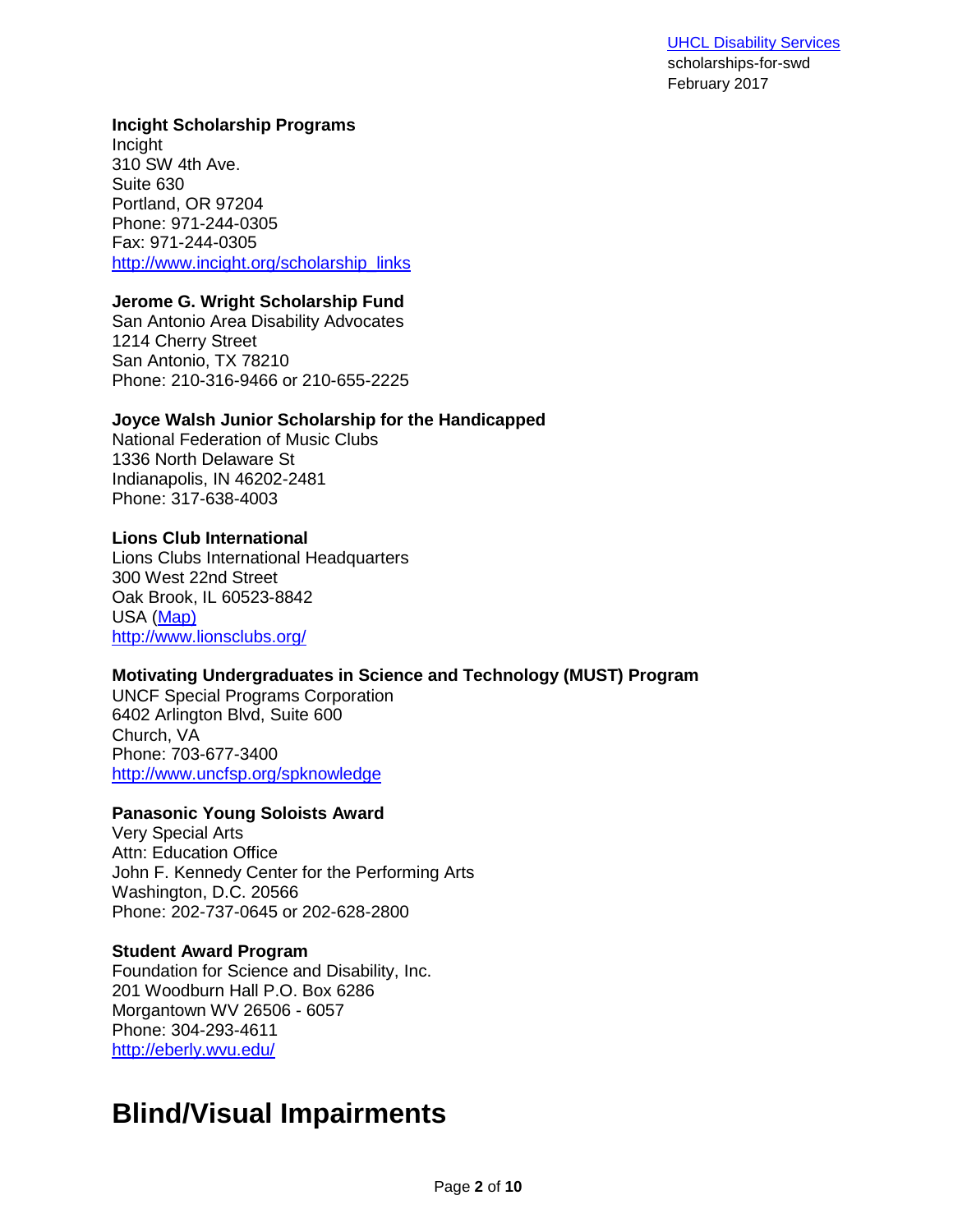**Incight Scholarship Programs**
Incight
310 SW 4th Ave.
Suite 630
Portland, OR 97204
Phone: 971-244-0305
Fax: 971-244-0305
[http://www.incight.org/scholarship_links](http://www.incight.org/scholarship_links)

**Jerome G. Wright Scholarship Fund**
San Antonio Area Disability Advocates
1214 Cherry Street
San Antonio, TX 78210
Phone: 210-316-9466 or 210-655-2225

**Joyce Walsh Junior Scholarship for the Handicapped**
National Federation of Music Clubs
1336 North Delaware St
Indianapolis, IN 46202-2481
Phone: 317-638-4003

**Lions Club International**
Lions Clubs International Headquarters
300 West 22nd Street
Oak Brook, IL 60523-8842
USA (Map)
[http://www.lionsclubs.org/](http://www.lionsclubs.org/)

**Motivating Undergraduates in Science and Technology (MUST) Program**
UNCF Special Programs Corporation
6402 Arlington Blvd, Suite 600
Church, VA
Phone: 703-677-3400
[http://www.uncfsp.org/spknowledge](http://www.uncfsp.org/spknowledge)

**Panasonic Young Soloists Award**
Very Special Arts
Attn: Education Office
John F. Kennedy Center for the Performing Arts
Washington, D.C. 20566
Phone: 202-737-0645 or 202-628-2800

**Student Award Program**
Foundation for Science and Disability, Inc.
201 Woodburn Hall P.O. Box 6286
Morgantown WV 26506 - 6057
Phone: 304-293-4611
[http://eberly.wvu.edu/](http://eberly.wvu.edu/)

# Blind/Visual Impairments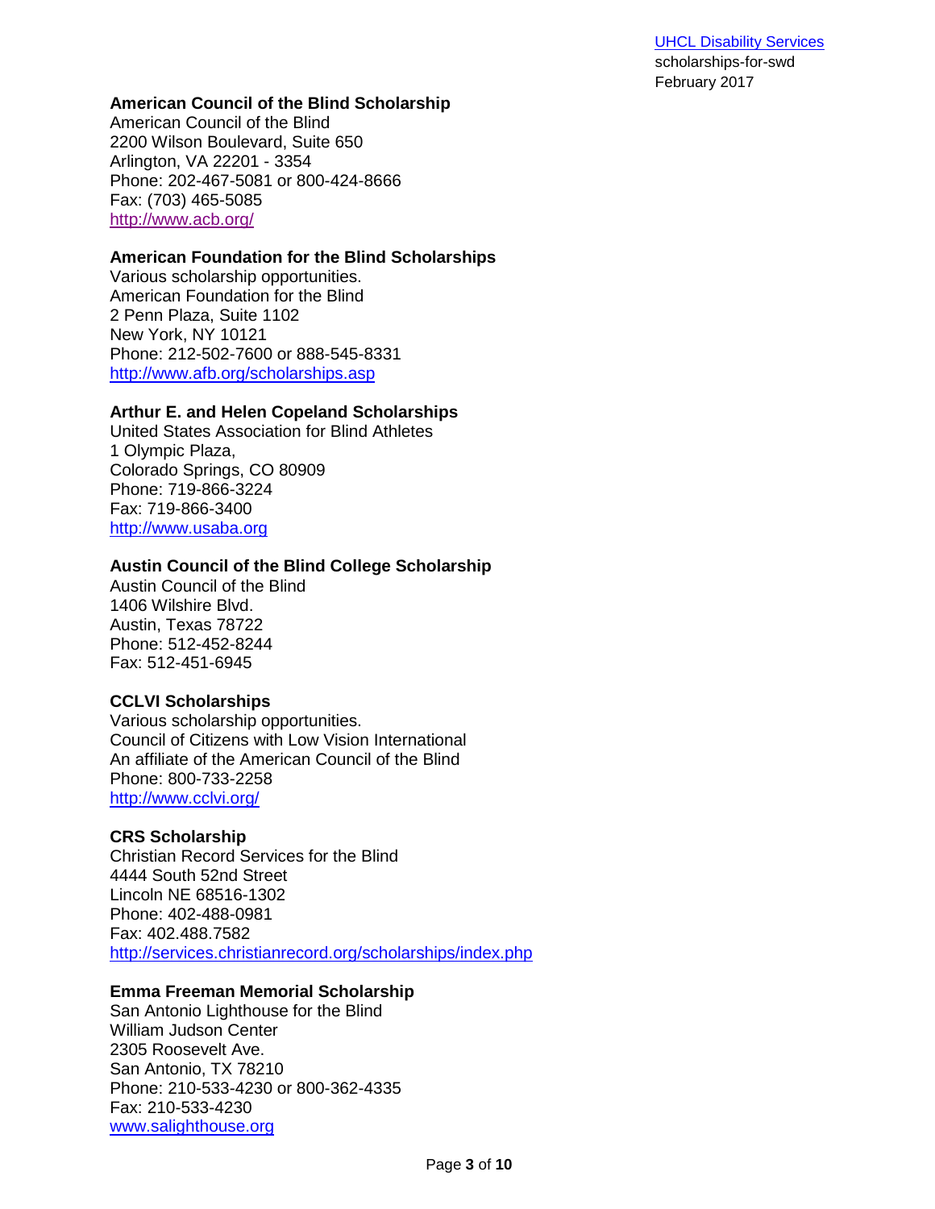**American Council of the Blind Scholarship**
American Council of the Blind
2200 Wilson Boulevard, Suite 650
Arlington, VA 22201 - 3354
Phone: 202-467-5081 or 800-424-8666
Fax: (703) 465-5085
[http://www.acb.org/](http://www.acb.org/)

**American Foundation for the Blind Scholarships**
Various scholarship opportunities.
American Foundation for the Blind
2 Penn Plaza, Suite 1102
New York, NY 10121
Phone: 212-502-7600 or 888-545-8331
[http://www.afb.org/scholarships.asp](http://www.afb.org/scholarships.asp)

**Arthur E. and Helen Copeland Scholarships**
United States Association for Blind Athletes
1 Olympic Plaza,
Colorado Springs, CO 80909
Phone: 719-866-3224
Fax: 719-866-3400
[http://www.usaba.org](http://www.usaba.org)

**Austin Council of the Blind College Scholarship**
Austin Council of the Blind
1406 Wilshire Blvd.
Austin, Texas 78722
Phone: 512-452-8244
Fax: 512-451-6945

**CCLVI Scholarships**
Various scholarship opportunities.
Council of Citizens with Low Vision International
An affiliate of the American Council of the Blind
Phone: 800-733-2258
[http://www.cclvi.org/](http://www.cclvi.org/)

**CRS Scholarship**
Christian Record Services for the Blind
4444 South 52nd Street
Lincoln NE 68516-1302
Phone: 402-488-0981
Fax: 402.488.7582
[http://services.christianrecord.org/scholarships/index.php](http://services.christianrecord.org/scholarships/index.php)

**Emma Freeman Memorial Scholarship**
San Antonio Lighthouse for the Blind
William Judson Center
2305 Roosevelt Ave.
San Antonio, TX 78210
Phone: 210-533-4230 or 800-362-4335
Fax: 210-533-4230
[www.salighthouse.org](www.salighthouse.org)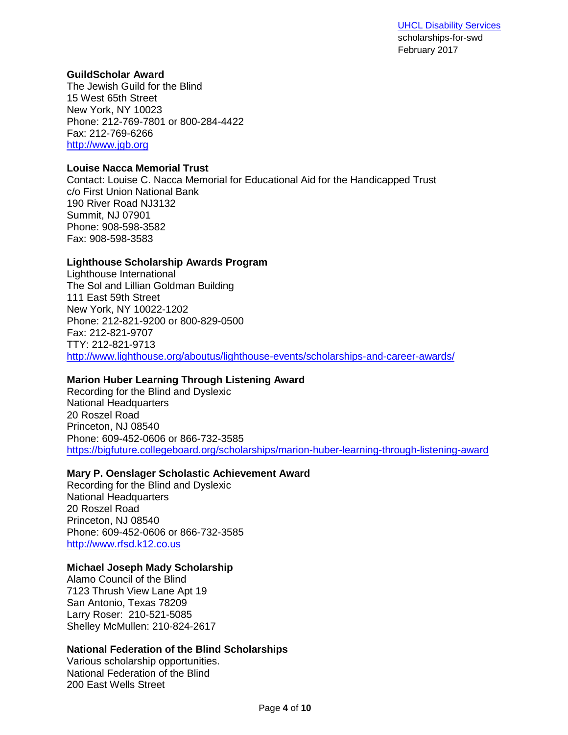**GuildScholar Award**
The Jewish Guild for the Blind
15 West 65th Street
New York, NY 10023
Phone: 212-769-7801 or 800-284-4422
Fax: 212-769-6266
http://www.jgb.org

**Louise Nacca Memorial Trust**
Contact: Louise C. Nacca Memorial for Educational Aid for the Handicapped Trust
c/o First Union National Bank
190 River Road NJ3132
Summit, NJ 07901
Phone: 908-598-3582
Fax: 908-598-3583

**Lighthouse Scholarship Awards Program**
Lighthouse International
The Sol and Lillian Goldman Building
111 East 59th Street
New York, NY 10022-1202
Phone: 212-821-9200 or 800-829-0500
Fax: 212-821-9707
TTY: 212-821-9713
http://www.lighthouse.org/aboutus/lighthouse-events/scholarships-and-career-awards/

**Marion Huber Learning Through Listening Award**
Recording for the Blind and Dyslexic
National Headquarters
20 Roszel Road
Princeton, NJ 08540
Phone: 609-452-0606 or 866-732-3585
https://bigfuture.collegeboard.org/scholarships/marion-huber-learning-through-listening-award

**Mary P. Oenslager Scholastic Achievement Award**
Recording for the Blind and Dyslexic
National Headquarters
20 Roszel Road
Princeton, NJ 08540
Phone: 609-452-0606 or 866-732-3585
http://www.rfsd.k12.co.us

**Michael Joseph Mady Scholarship**
Alamo Council of the Blind
7123 Thrush View Lane Apt 19
San Antonio, Texas 78209
Larry Roser: 210-521-5085
Shelley McMullen: 210-824-2617

**National Federation of the Blind Scholarships**
Various scholarship opportunities.
National Federation of the Blind
200 East Wells Street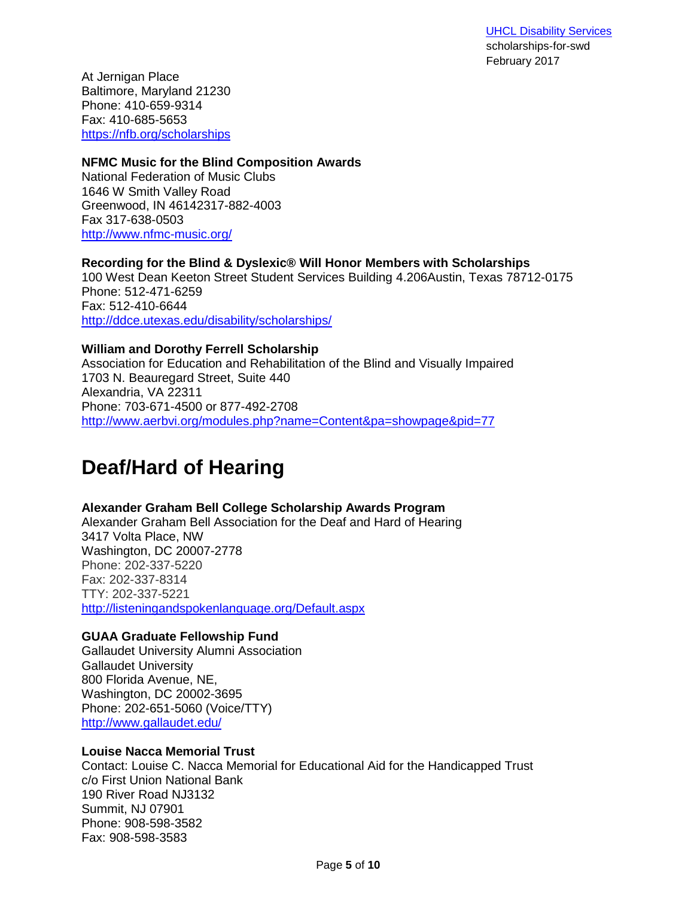At Jernigan Place
Baltimore, Maryland 21230
Phone: 410-659-9314
Fax: 410-685-5653
https://nfb.org/scholarships

**NFMC Music for the Blind Composition Awards**
National Federation of Music Clubs
1646 W Smith Valley Road
Greenwood, IN 46142317-882-4003
Fax 317-638-0503
http://www.nfmc-music.org/

**Recording for the Blind & Dyslexic® Will Honor Members with Scholarships**
100 West Dean Keeton Street Student Services Building 4.206Austin, Texas 78712-0175
Phone: 512-471-6259
Fax: 512-410-6644
http://ddce.utexas.edu/disability/scholarships/

**William and Dorothy Ferrell Scholarship**
Association for Education and Rehabilitation of the Blind and Visually Impaired
1703 N. Beauregard Street, Suite 440
Alexandria, VA 22311
Phone: 703-671-4500 or 877-492-2708
http://www.aerbvi.org/modules.php?name=Content&pa=showpage&pid=77

# Deaf/Hard of Hearing

**Alexander Graham Bell College Scholarship Awards Program**
Alexander Graham Bell Association for the Deaf and Hard of Hearing
3417 Volta Place, NW
Washington, DC 20007-2778
Phone: 202-337-5220
Fax: 202-337-8314
TTY: 202-337-5221
http://listeningandspokenlanguage.org/Default.aspx

**GUAA Graduate Fellowship Fund**
Gallaudet University Alumni Association
Gallaudet University
800 Florida Avenue, NE,
Washington, DC 20002-3695
Phone: 202-651-5060 (Voice/TTY)
http://www.gallaudet.edu/

**Louise Nacca Memorial Trust**
Contact: Louise C. Nacca Memorial for Educational Aid for the Handicapped Trust
c/o First Union National Bank
190 River Road NJ3132
Summit, NJ 07901
Phone: 908-598-3582
Fax: 908-598-3583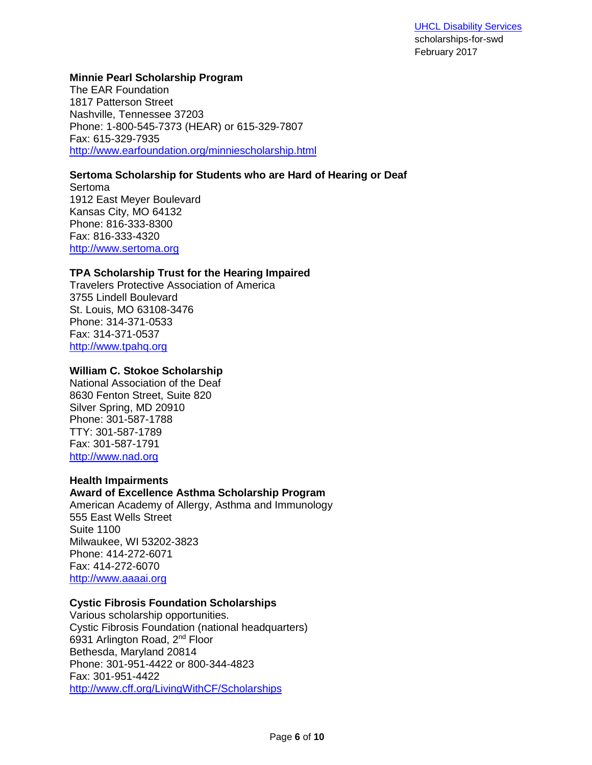**Minnie Pearl Scholarship Program**
The EAR Foundation
1817 Patterson Street
Nashville, Tennessee 37203
Phone: 1-800-545-7373 (HEAR) or 615-329-7807
Fax: 615-329-7935
http://www.earfoundation.org/minniescholarship.html

**Sertoma Scholarship for Students who are Hard of Hearing or Deaf**
Sertoma
1912 East Meyer Boulevard
Kansas City, MO 64132
Phone: 816-333-8300
Fax: 816-333-4320
http://www.sertoma.org

**TPA Scholarship Trust for the Hearing Impaired**
Travelers Protective Association of America
3755 Lindell Boulevard
St. Louis, MO 63108-3476
Phone: 314-371-0533
Fax: 314-371-0537
http://www.tpahq.org

**William C. Stokoe Scholarship**
National Association of the Deaf
8630 Fenton Street, Suite 820
Silver Spring, MD 20910
Phone: 301-587-1788
TTY: 301-587-1789
Fax: 301-587-1791
http://www.nad.org

## Health Impairments

**Award of Excellence Asthma Scholarship Program**
American Academy of Allergy, Asthma and Immunology
555 East Wells Street
Suite 1100
Milwaukee, WI 53202-3823
Phone: 414-272-6071
Fax: 414-272-6070
http://www.aaaai.org

**Cystic Fibrosis Foundation Scholarships**
Various scholarship opportunities.
Cystic Fibrosis Foundation (national headquarters)
6931 Arlington Road, 2nd Floor
Bethesda, Maryland 20814
Phone: 301-951-4422 or 800-344-4823
Fax: 301-951-4422
http://www.cff.org/LivingWithCF/Scholarships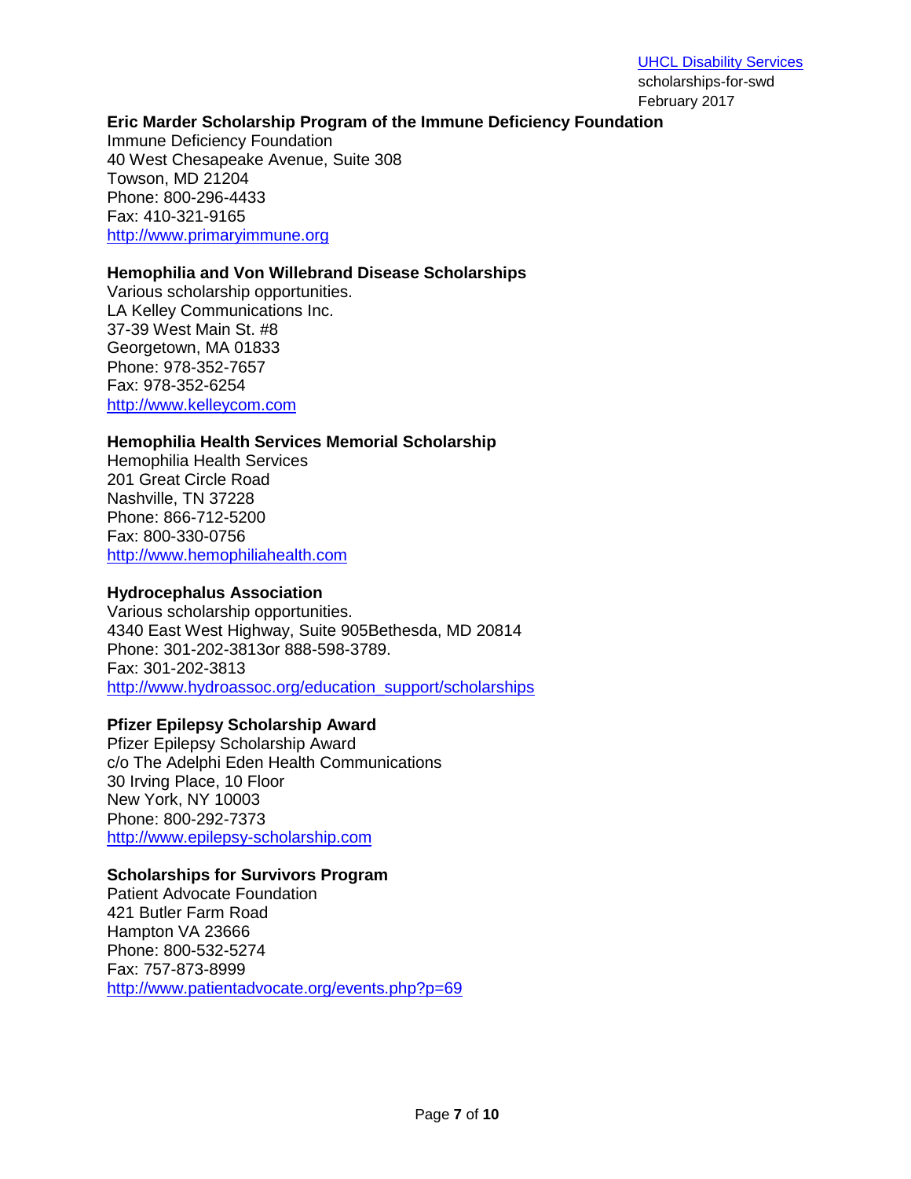**Eric Marder Scholarship Program of the Immune Deficiency Foundation**
Immune Deficiency Foundation
40 West Chesapeake Avenue, Suite 308
Towson, MD 21204
Phone: 800-296-4433
Fax: 410-321-9165
http://www.primaryimmune.org

**Hemophilia and Von Willebrand Disease Scholarships**
Various scholarship opportunities.
LA Kelley Communications Inc.
37-39 West Main St. #8
Georgetown, MA 01833
Phone: 978-352-7657
Fax: 978-352-6254
http://www.kelleycom.com

**Hemophilia Health Services Memorial Scholarship**
Hemophilia Health Services
201 Great Circle Road
Nashville, TN 37228
Phone: 866-712-5200
Fax: 800-330-0756
http://www.hemophiliahealth.com

**Hydrocephalus Association**
Various scholarship opportunities.
4340 East West Highway, Suite 905Bethesda, MD 20814
Phone: 301-202-3813or 888-598-3789.
Fax: 301-202-3813
http://www.hydroassoc.org/education_support/scholarships

**Pfizer Epilepsy Scholarship Award**
Pfizer Epilepsy Scholarship Award
c/o The Adelphi Eden Health Communications
30 Irving Place, 10 Floor
New York, NY 10003
Phone: 800-292-7373
http://www.epilepsy-scholarship.com

**Scholarships for Survivors Program**
Patient Advocate Foundation
421 Butler Farm Road
Hampton VA 23666
Phone: 800-532-5274
Fax: 757-873-8999
http://www.patientadvocate.org/events.php?p=69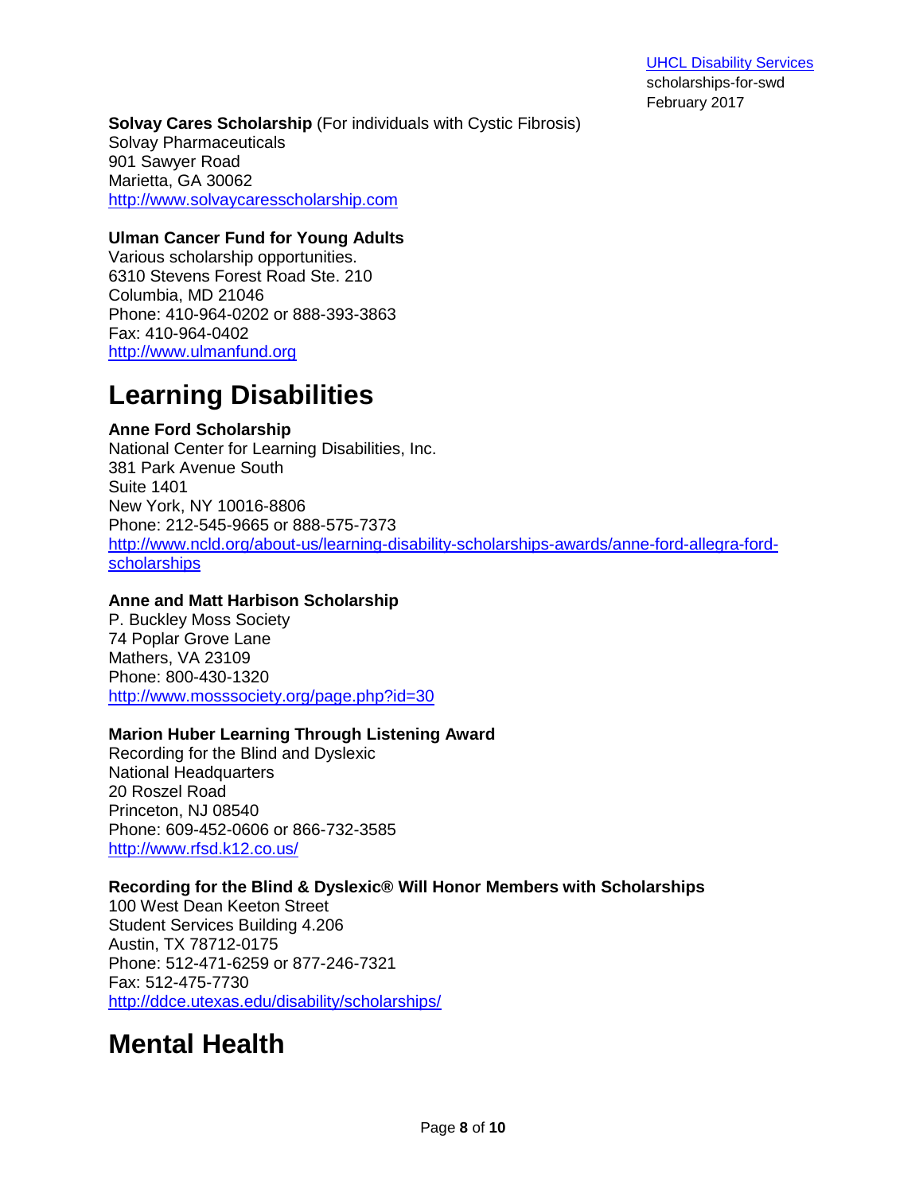**Solvay Cares Scholarship** (For individuals with Cystic Fibrosis)
Solvay Pharmaceuticals
901 Sawyer Road
Marietta, GA 30062
http://www.solvaycaresscholarship.com

**Ulman Cancer Fund for Young Adults**
Various scholarship opportunities.
6310 Stevens Forest Road Ste. 210
Columbia, MD 21046
Phone: 410-964-0202 or 888-393-3863
Fax: 410-964-0402
http://www.ulmanfund.org

# Learning Disabilities

**Anne Ford Scholarship**
National Center for Learning Disabilities, Inc.
381 Park Avenue South
Suite 1401
New York, NY 10016-8806
Phone: 212-545-9665 or 888-575-7373
http://www.ncld.org/about-us/learning-disability-scholarships-awards/anne-ford-allegra-ford-scholarships

**Anne and Matt Harbison Scholarship**
P. Buckley Moss Society
74 Poplar Grove Lane
Mathers, VA 23109
Phone: 800-430-1320
http://www.mosssociety.org/page.php?id=30

**Marion Huber Learning Through Listening Award**
Recording for the Blind and Dyslexic
National Headquarters
20 Roszel Road
Princeton, NJ 08540
Phone: 609-452-0606 or 866-732-3585
http://www.rfsd.k12.co.us/

**Recording for the Blind & Dyslexic® Will Honor Members with Scholarships**
100 West Dean Keeton Street
Student Services Building 4.206
Austin, TX 78712-0175
Phone: 512-471-6259 or 877-246-7321
Fax: 512-475-7730
http://ddce.utexas.edu/disability/scholarships/

# Mental Health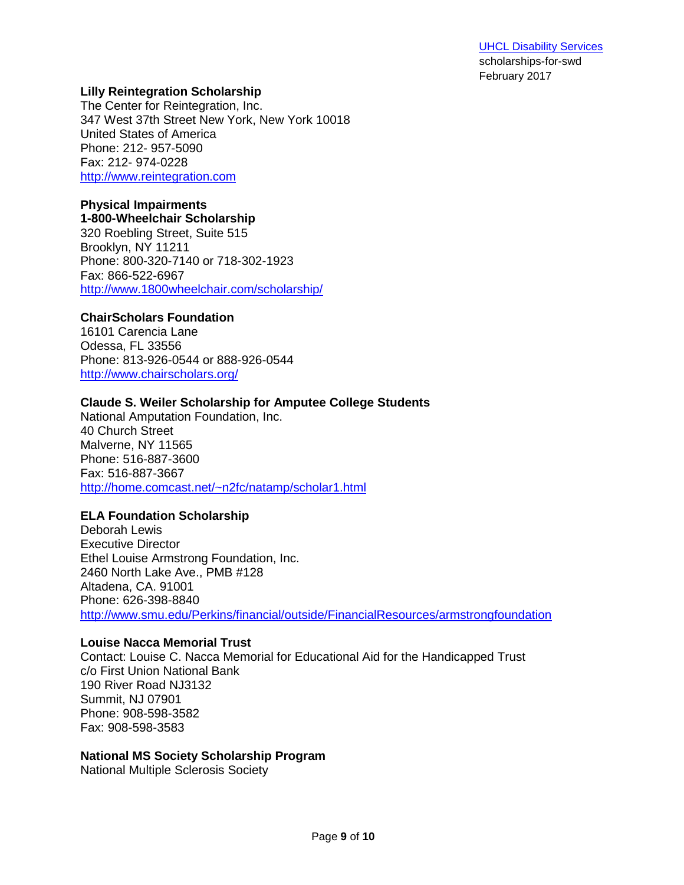**Lilly Reintegration Scholarship**
The Center for Reintegration, Inc.
347 West 37th Street New York, New York 10018
United States of America
Phone: 212- 957-5090
Fax: 212- 974-0228
http://www.reintegration.com

**Physical Impairments**

**1-800-Wheelchair Scholarship**
320 Roebling Street, Suite 515
Brooklyn, NY 11211
Phone: 800-320-7140 or 718-302-1923
Fax: 866-522-6967
http://www.1800wheelchair.com/scholarship/

**ChairScholars Foundation**
16101 Carencia Lane
Odessa, FL 33556
Phone: 813-926-0544 or 888-926-0544
http://www.chairscholars.org/

**Claude S. Weiler Scholarship for Amputee College Students**
National Amputation Foundation, Inc.
40 Church Street
Malverne, NY 11565
Phone: 516-887-3600
Fax: 516-887-3667
http://home.comcast.net/~n2fc/natamp/scholar1.html

**ELA Foundation Scholarship**
Deborah Lewis
Executive Director
Ethel Louise Armstrong Foundation, Inc.
2460 North Lake Ave., PMB #128
Altadena, CA. 91001
Phone: 626-398-8840
http://www.smu.edu/Perkins/financial/outside/FinancialResources/armstrongfoundation

**Louise Nacca Memorial Trust**
Contact: Louise C. Nacca Memorial for Educational Aid for the Handicapped Trust
c/o First Union National Bank
190 River Road NJ3132
Summit, NJ 07901
Phone: 908-598-3582
Fax: 908-598-3583

**National MS Society Scholarship Program**
National Multiple Sclerosis Society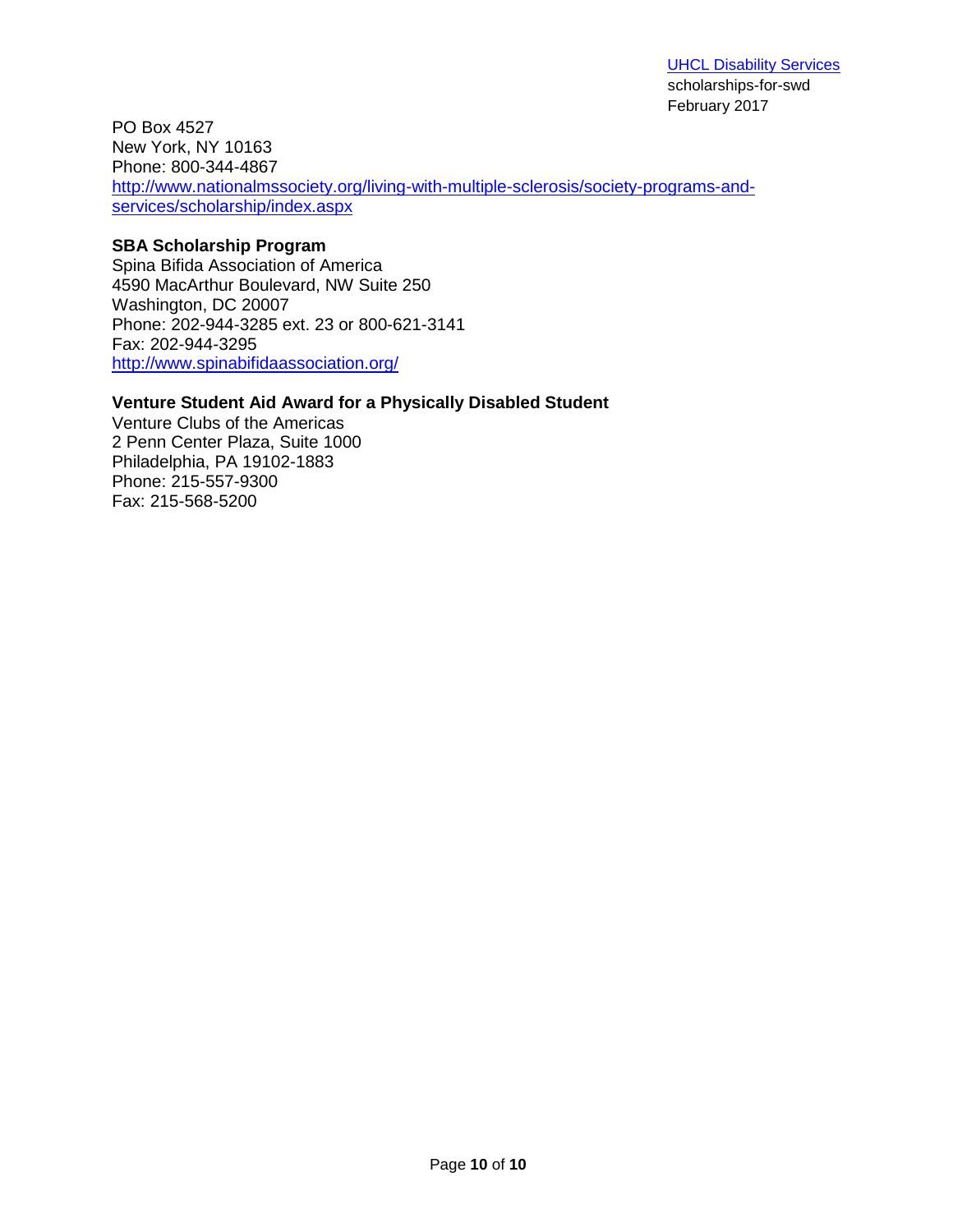PO Box 4527
New York, NY 10163
Phone: 800-344-4867
[http://www.nationalmssociety.org/living-with-multiple-sclerosis/society-programs-and-services/scholarship/index.aspx](http://www.nationalmssociety.org/living-with-multiple-sclerosis/society-programs-and-services/scholarship/index.aspx)

**SBA Scholarship Program**
Spina Bifida Association of America
4590 MacArthur Boulevard, NW Suite 250
Washington, DC 20007
Phone: 202-944-3285 ext. 23 or 800-621-3141
Fax: 202-944-3295
[http://www.spinabifidaassociation.org/](http://www.spinabifidaassociation.org/)

**Venture Student Aid Award for a Physically Disabled Student**
Venture Clubs of the Americas
2 Penn Center Plaza, Suite 1000
Philadelphia, PA 19102-1883
Phone: 215-557-9300
Fax: 215-568-5200